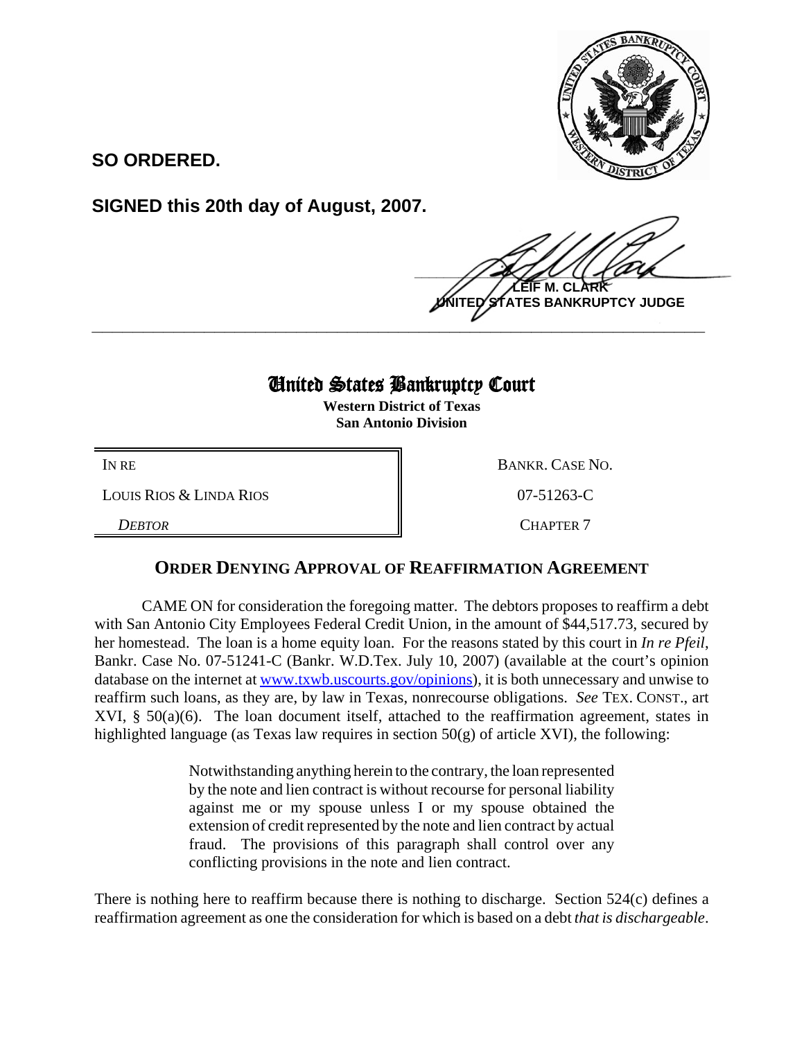**SO ORDERED.**

**SIGNED this 20th day of August, 2007.**

**LEIF M. CLARK**
**UNITED STATES BANKRUPTCY JUDGE**

---

# United States Bankruptcy Court

**Western District of Texas**
**San Antonio Division**

| IN RE | BANKR. CASE NO. |
|---|---|
| LOUIS RIOS & LINDA RIOS | 07-51263-C |
| *DEBTOR* | CHAPTER 7 |

## ORDER DENYING APPROVAL OF REAFFIRMATION AGREEMENT

CAME ON for consideration the foregoing matter. The debtors proposes to reaffirm a debt with San Antonio City Employees Federal Credit Union, in the amount of $44,517.73, secured by her homestead. The loan is a home equity loan. For the reasons stated by this court in *In re Pfeil*, Bankr. Case No. 07-51241-C (Bankr. W.D.Tex. July 10, 2007) (available at the court's opinion database on the internet at www.txwb.uscourts.gov/opinions), it is both unnecessary and unwise to reaffirm such loans, as they are, by law in Texas, nonrecourse obligations. *See* TEX. CONST., art XVI, § 50(a)(6). The loan document itself, attached to the reaffirmation agreement, states in highlighted language (as Texas law requires in section 50(g) of article XVI), the following:

> Notwithstanding anything herein to the contrary, the loan represented by the note and lien contract is without recourse for personal liability against me or my spouse unless I or my spouse obtained the extension of credit represented by the note and lien contract by actual fraud. The provisions of this paragraph shall control over any conflicting provisions in the note and lien contract.

There is nothing here to reaffirm because there is nothing to discharge. Section 524(c) defines a reaffirmation agreement as one the consideration for which is based on a debt *that is dischargeable*.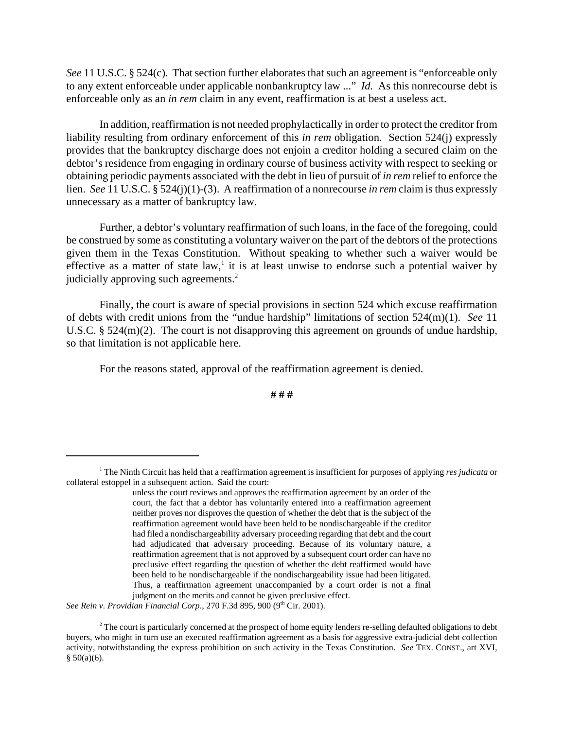*See* 11 U.S.C. § 524(c). That section further elaborates that such an agreement is "enforceable only to any extent enforceable under applicable nonbankruptcy law ..." *Id*. As this nonrecourse debt is enforceable only as an *in rem* claim in any event, reaffirmation is at best a useless act.

In addition, reaffirmation is not needed prophylactically in order to protect the creditor from liability resulting from ordinary enforcement of this *in rem* obligation. Section 524(j) expressly provides that the bankruptcy discharge does not enjoin a creditor holding a secured claim on the debtor's residence from engaging in ordinary course of business activity with respect to seeking or obtaining periodic payments associated with the debt in lieu of pursuit of *in rem* relief to enforce the lien. *See* 11 U.S.C. § 524(j)(1)-(3). A reaffirmation of a nonrecourse *in rem* claim is thus expressly unnecessary as a matter of bankruptcy law.

Further, a debtor's voluntary reaffirmation of such loans, in the face of the foregoing, could be construed by some as constituting a voluntary waiver on the part of the debtors of the protections given them in the Texas Constitution. Without speaking to whether such a waiver would be effective as a matter of state law,[1] it is at least unwise to endorse such a potential waiver by judicially approving such agreements.[2]

Finally, the court is aware of special provisions in section 524 which excuse reaffirmation of debts with credit unions from the "undue hardship" limitations of section 524(m)(1). *See* 11 U.S.C. § 524(m)(2). The court is not disapproving this agreement on grounds of undue hardship, so that limitation is not applicable here.

For the reasons stated, approval of the reaffirmation agreement is denied.

# # #

---

[1] The Ninth Circuit has held that a reaffirmation agreement is insufficient for purposes of applying *res judicata* or collateral estoppel in a subsequent action. Said the court:

> unless the court reviews and approves the reaffirmation agreement by an order of the court, the fact that a debtor has voluntarily entered into a reaffirmation agreement neither proves nor disproves the question of whether the debt that is the subject of the reaffirmation agreement would have been held to be nondischargeable if the creditor had filed a nondischargeability adversary proceeding regarding that debt and the court had adjudicated that adversary proceeding. Because of its voluntary nature, a reaffirmation agreement that is not approved by a subsequent court order can have no preclusive effect regarding the question of whether the debt reaffirmed would have been held to be nondischargeable if the nondischargeability issue had been litigated. Thus, a reaffirmation agreement unaccompanied by a court order is not a final judgment on the merits and cannot be given preclusive effect.

*See Rein v. Providian Financial Corp*., 270 F.3d 895, 900 (9th Cir. 2001).

[2] The court is particularly concerned at the prospect of home equity lenders re-selling defaulted obligations to debt buyers, who might in turn use an executed reaffirmation agreement as a basis for aggressive extra-judicial debt collection activity, notwithstanding the express prohibition on such activity in the Texas Constitution. *See* TEX. CONST., art XVI, § 50(a)(6).